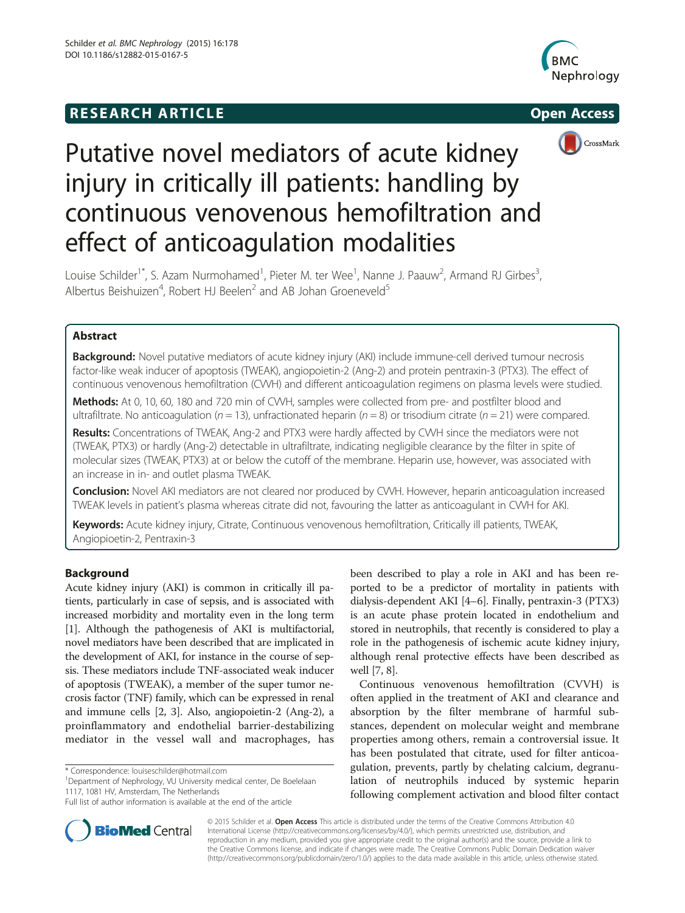RESEARCH ARTICLE Open Access

# Putative novel mediators of acute kidney injury in critically ill patients: handling by continuous venovenous hemofiltration and effect of anticoagulation modalities

Louise Schilder[1*], S. Azam Nurmohamed[1], Pieter M. ter Wee[1], Nanne J. Paauw[2], Armand RJ Girbes[3], Albertus Beishuizen[4], Robert HJ Beelen[2] and AB Johan Groeneveld[5]

## Abstract

**Background:** Novel putative mediators of acute kidney injury (AKI) include immune-cell derived tumour necrosis factor-like weak inducer of apoptosis (TWEAK), angiopoietin-2 (Ang-2) and protein pentraxin-3 (PTX3). The effect of continuous venovenous hemofiltration (CVVH) and different anticoagulation regimens on plasma levels were studied.

**Methods:** At 0, 10, 60, 180 and 720 min of CVVH, samples were collected from pre- and postfilter blood and ultrafiltrate. No anticoagulation ($n = 13$), unfractionated heparin ($n = 8$) or trisodium citrate ($n = 21$) were compared.

**Results:** Concentrations of TWEAK, Ang-2 and PTX3 were hardly affected by CVVH since the mediators were not (TWEAK, PTX3) or hardly (Ang-2) detectable in ultrafiltrate, indicating negligible clearance by the filter in spite of molecular sizes (TWEAK, PTX3) at or below the cutoff of the membrane. Heparin use, however, was associated with an increase in in- and outlet plasma TWEAK.

**Conclusion:** Novel AKI mediators are not cleared nor produced by CVVH. However, heparin anticoagulation increased TWEAK levels in patient's plasma whereas citrate did not, favouring the latter as anticoagulant in CVVH for AKI.

**Keywords:** Acute kidney injury, Citrate, Continuous venovenous hemofiltration, Critically ill patients, TWEAK, Angiopioetin-2, Pentraxin-3

## Background

Acute kidney injury (AKI) is common in critically ill patients, particularly in case of sepsis, and is associated with increased morbidity and mortality even in the long term [1]. Although the pathogenesis of AKI is multifactorial, novel mediators have been described that are implicated in the development of AKI, for instance in the course of sepsis. These mediators include TNF-associated weak inducer of apoptosis (TWEAK), a member of the super tumor necrosis factor (TNF) family, which can be expressed in renal and immune cells [2, 3]. Also, angiopoietin-2 (Ang-2), a proinflammatory and endothelial barrier-destabilizing mediator in the vessel wall and macrophages, has been described to play a role in AKI and has been reported to be a predictor of mortality in patients with dialysis-dependent AKI [4–6]. Finally, pentraxin-3 (PTX3) is an acute phase protein located in endothelium and stored in neutrophils, that recently is considered to play a role in the pathogenesis of ischemic acute kidney injury, although renal protective effects have been described as well [7, 8].

Continuous venovenous hemofiltration (CVVH) is often applied in the treatment of AKI and clearance and absorption by the filter membrane of harmful substances, dependent on molecular weight and membrane properties among others, remain a controversial issue. It has been postulated that citrate, used for filter anticoagulation, prevents, partly by chelating calcium, degranulation of neutrophils induced by systemic heparin following complement activation and blood filter contact

* Correspondence: louiseschilder@hotmail.com
[1]Department of Nephrology, VU University medical center, De Boelelaan 1117, 1081 HV, Amsterdam, The Netherlands
Full list of author information is available at the end of the article

© 2015 Schilder et al. **Open Access** This article is distributed under the terms of the Creative Commons Attribution 4.0 International License (http://creativecommons.org/licenses/by/4.0/), which permits unrestricted use, distribution, and reproduction in any medium, provided you give appropriate credit to the original author(s) and the source, provide a link to the Creative Commons license, and indicate if changes were made. The Creative Commons Public Domain Dedication waiver (http://creativecommons.org/publicdomain/zero/1.0/) applies to the data made available in this article, unless otherwise stated.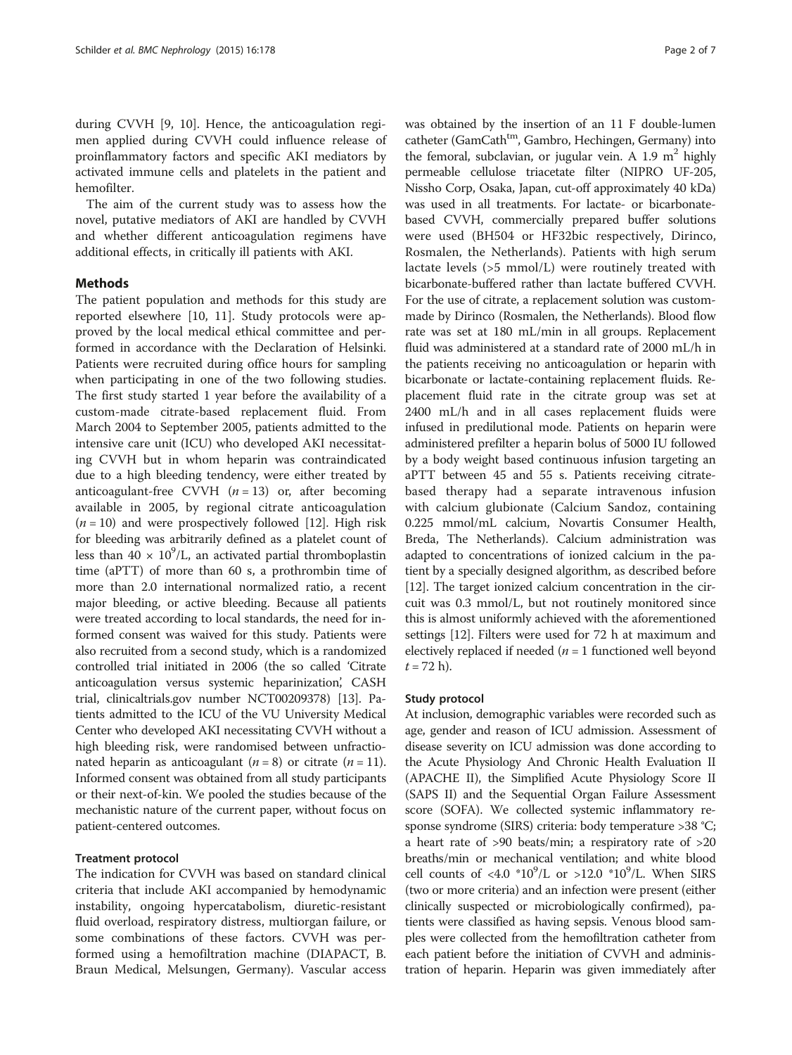during CVVH [9, 10]. Hence, the anticoagulation regimen applied during CVVH could influence release of proinflammatory factors and specific AKI mediators by activated immune cells and platelets in the patient and hemofilter.

The aim of the current study was to assess how the novel, putative mediators of AKI are handled by CVVH and whether different anticoagulation regimens have additional effects, in critically ill patients with AKI.

## Methods

The patient population and methods for this study are reported elsewhere [10, 11]. Study protocols were approved by the local medical ethical committee and performed in accordance with the Declaration of Helsinki. Patients were recruited during office hours for sampling when participating in one of the two following studies. The first study started 1 year before the availability of a custom-made citrate-based replacement fluid. From March 2004 to September 2005, patients admitted to the intensive care unit (ICU) who developed AKI necessitating CVVH but in whom heparin was contraindicated due to a high bleeding tendency, were either treated by anticoagulant-free CVVH ($n = 13$) or, after becoming available in 2005, by regional citrate anticoagulation ($n = 10$) and were prospectively followed [12]. High risk for bleeding was arbitrarily defined as a platelet count of less than $40 \times 10^9$/L, an activated partial thromboplastin time (aPTT) of more than 60 s, a prothrombin time of more than 2.0 international normalized ratio, a recent major bleeding, or active bleeding. Because all patients were treated according to local standards, the need for informed consent was waived for this study. Patients were also recruited from a second study, which is a randomized controlled trial initiated in 2006 (the so called 'Citrate anticoagulation versus systemic heparinization', CASH trial, clinicaltrials.gov number NCT00209378) [13]. Patients admitted to the ICU of the VU University Medical Center who developed AKI necessitating CVVH without a high bleeding risk, were randomised between unfractionated heparin as anticoagulant ($n = 8$) or citrate ($n = 11$). Informed consent was obtained from all study participants or their next-of-kin. We pooled the studies because of the mechanistic nature of the current paper, without focus on patient-centered outcomes.

### Treatment protocol

The indication for CVVH was based on standard clinical criteria that include AKI accompanied by hemodynamic instability, ongoing hypercatabolism, diuretic-resistant fluid overload, respiratory distress, multiorgan failure, or some combinations of these factors. CVVH was performed using a hemofiltration machine (DIAPACT, B. Braun Medical, Melsungen, Germany). Vascular access was obtained by the insertion of an 11 F double-lumen catheter (GamCath$^{tm}$, Gambro, Hechingen, Germany) into the femoral, subclavian, or jugular vein. A 1.9 $m^2$ highly permeable cellulose triacetate filter (NIPRO UF-205, Nissho Corp, Osaka, Japan, cut-off approximately 40 kDa) was used in all treatments. For lactate- or bicarbonate-based CVVH, commercially prepared buffer solutions were used (BH504 or HF32bic respectively, Dirinco, Rosmalen, the Netherlands). Patients with high serum lactate levels (>5 mmol/L) were routinely treated with bicarbonate-buffered rather than lactate buffered CVVH. For the use of citrate, a replacement solution was custom-made by Dirinco (Rosmalen, the Netherlands). Blood flow rate was set at 180 mL/min in all groups. Replacement fluid was administered at a standard rate of 2000 mL/h in the patients receiving no anticoagulation or heparin with bicarbonate or lactate-containing replacement fluids. Replacement fluid rate in the citrate group was set at 2400 mL/h and in all cases replacement fluids were infused in predilutional mode. Patients on heparin were administered prefilter a heparin bolus of 5000 IU followed by a body weight based continuous infusion targeting an aPTT between 45 and 55 s. Patients receiving citrate-based therapy had a separate intravenous infusion with calcium glubionate (Calcium Sandoz, containing 0.225 mmol/mL calcium, Novartis Consumer Health, Breda, The Netherlands). Calcium administration was adapted to concentrations of ionized calcium in the patient by a specially designed algorithm, as described before [12]. The target ionized calcium concentration in the circuit was 0.3 mmol/L, but not routinely monitored since this is almost uniformly achieved with the aforementioned settings [12]. Filters were used for 72 h at maximum and electively replaced if needed ($n = 1$ functioned well beyond $t = 72$ h).

### Study protocol

At inclusion, demographic variables were recorded such as age, gender and reason of ICU admission. Assessment of disease severity on ICU admission was done according to the Acute Physiology And Chronic Health Evaluation II (APACHE II), the Simplified Acute Physiology Score II (SAPS II) and the Sequential Organ Failure Assessment score (SOFA). We collected systemic inflammatory response syndrome (SIRS) criteria: body temperature >38 °C; a heart rate of >90 beats/min; a respiratory rate of >20 breaths/min or mechanical ventilation; and white blood cell counts of <4.0 $*10^9$/L or >12.0 $*10^9$/L. When SIRS (two or more criteria) and an infection were present (either clinically suspected or microbiologically confirmed), patients were classified as having sepsis. Venous blood samples were collected from the hemofiltration catheter from each patient before the initiation of CVVH and administration of heparin. Heparin was given immediately after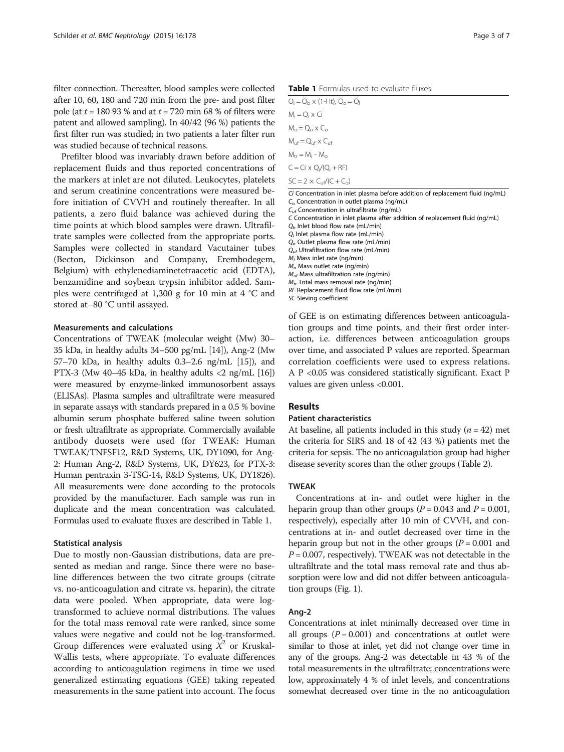filter connection. Thereafter, blood samples were collected after 10, 60, 180 and 720 min from the pre- and post filter pole (at $t$ = 180 93 % and at $t$ = 720 min 68 % of filters were patent and allowed sampling). In 40/42 (96 %) patients the first filter run was studied; in two patients a later filter run was studied because of technical reasons.

Prefilter blood was invariably drawn before addition of replacement fluids and thus reported concentrations of the markers at inlet are not diluted. Leukocytes, platelets and serum creatinine concentrations were measured before initiation of CVVH and routinely thereafter. In all patients, a zero fluid balance was achieved during the time points at which blood samples were drawn. Ultrafiltrate samples were collected from the appropriate ports. Samples were collected in standard Vacutainer tubes (Becton, Dickinson and Company, Erembodegem, Belgium) with ethylenediaminetetraacetic acid (EDTA), benzamidine and soybean trypsin inhibitor added. Samples were centrifuged at 1,300 g for 10 min at 4 °C and stored at−80 °C until assayed.

### Measurements and calculations

Concentrations of TWEAK (molecular weight (Mw) 30–35 kDa, in healthy adults 34–500 pg/mL [14]), Ang-2 (Mw 57–70 kDa, in healthy adults 0.3–2.6 ng/mL [15]), and PTX-3 (Mw 40–45 kDa, in healthy adults <2 ng/mL [16]) were measured by enzyme-linked immunosorbent assays (ELISAs). Plasma samples and ultrafiltrate were measured in separate assays with standards prepared in a 0.5 % bovine albumin serum phosphate buffered saline tween solution or fresh ultrafiltrate as appropriate. Commercially available antibody duosets were used (for TWEAK: Human TWEAK/TNFSF12, R&D Systems, UK, DY1090, for Ang-2: Human Ang-2, R&D Systems, UK, DY623, for PTX-3: Human pentraxin 3-TSG-14, R&D Systems, UK, DY1826). All measurements were done according to the protocols provided by the manufacturer. Each sample was run in duplicate and the mean concentration was calculated. Formulas used to evaluate fluxes are described in Table 1.

**Table 1** Formulas used to evaluate fluxes

| |
|---|
| $Q_i = Q_b \times (1\text{-Ht}),\ Q_o = Q_i$ |
| $M_i = Q_i \times Ci$ |
| $M_o = Q_o \times C_o$ |
| $M_{uf} = Q_{uf} \times C_{uf}$ |
| $M_{tr} = M_i - M_o$ |
| $C = Ci \times Q_i/(Q_i + RF)$ |
| $SC = 2 \times C_{uf}/(C + C_o)$ |

*Ci* Concentration in inlet plasma before addition of replacement fluid (ng/mL)
$C_o$ Concentration in outlet plasma (ng/mL)
$C_{uf}$ Concentration in ultrafiltrate (ng/mL)
*C* Concentration in inlet plasma after addition of replacement fluid (ng/mL)
$Q_b$ Inlet blood flow rate (mL/min)
$Q_i$ Inlet plasma flow rate (mL/min)
$Q_o$ Outlet plasma flow rate (mL/min)
$Q_{uf}$ Ultrafiltration flow rate (mL/min)
$M_i$ Mass inlet rate (ng/min)
$M_o$ Mass outlet rate (ng/min)
$M_{uf}$ Mass ultrafiltration rate (ng/min)
$M_{tr}$ Total mass removal rate (ng/min)
*RF* Replacement fluid flow rate (mL/min)
*SC* Sieving coefficient

### Statistical analysis

Due to mostly non-Gaussian distributions, data are presented as median and range. Since there were no baseline differences between the two citrate groups (citrate vs. no-anticoagulation and citrate vs. heparin), the citrate data were pooled. When appropriate, data were log-transformed to achieve normal distributions. The values for the total mass removal rate were ranked, since some values were negative and could not be log-transformed. Group differences were evaluated using $X^2$ or Kruskal-Wallis tests, where appropriate. To evaluate differences according to anticoagulation regimens in time we used generalized estimating equations (GEE) taking repeated measurements in the same patient into account. The focus of GEE is on estimating differences between anticoagulation groups and time points, and their first order interaction, i.e. differences between anticoagulation groups over time, and associated P values are reported. Spearman correlation coefficients were used to express relations. A P <0.05 was considered statistically significant. Exact P values are given unless <0.001.

## Results

### Patient characteristics

At baseline, all patients included in this study ($n$ = 42) met the criteria for SIRS and 18 of 42 (43 %) patients met the criteria for sepsis. The no anticoagulation group had higher disease severity scores than the other groups (Table 2).

### TWEAK

Concentrations at in- and outlet were higher in the heparin group than other groups ($P$ = 0.043 and $P$ = 0.001, respectively), especially after 10 min of CVVH, and concentrations at in- and outlet decreased over time in the heparin group but not in the other groups ($P$ = 0.001 and $P$ = 0.007, respectively). TWEAK was not detectable in the ultrafiltrate and the total mass removal rate and thus absorption were low and did not differ between anticoagulation groups (Fig. 1).

### Ang-2

Concentrations at inlet minimally decreased over time in all groups ($P$ = 0.001) and concentrations at outlet were similar to those at inlet, yet did not change over time in any of the groups. Ang-2 was detectable in 43 % of the total measurements in the ultrafiltrate; concentrations were low, approximately 4 % of inlet levels, and concentrations somewhat decreased over time in the no anticoagulation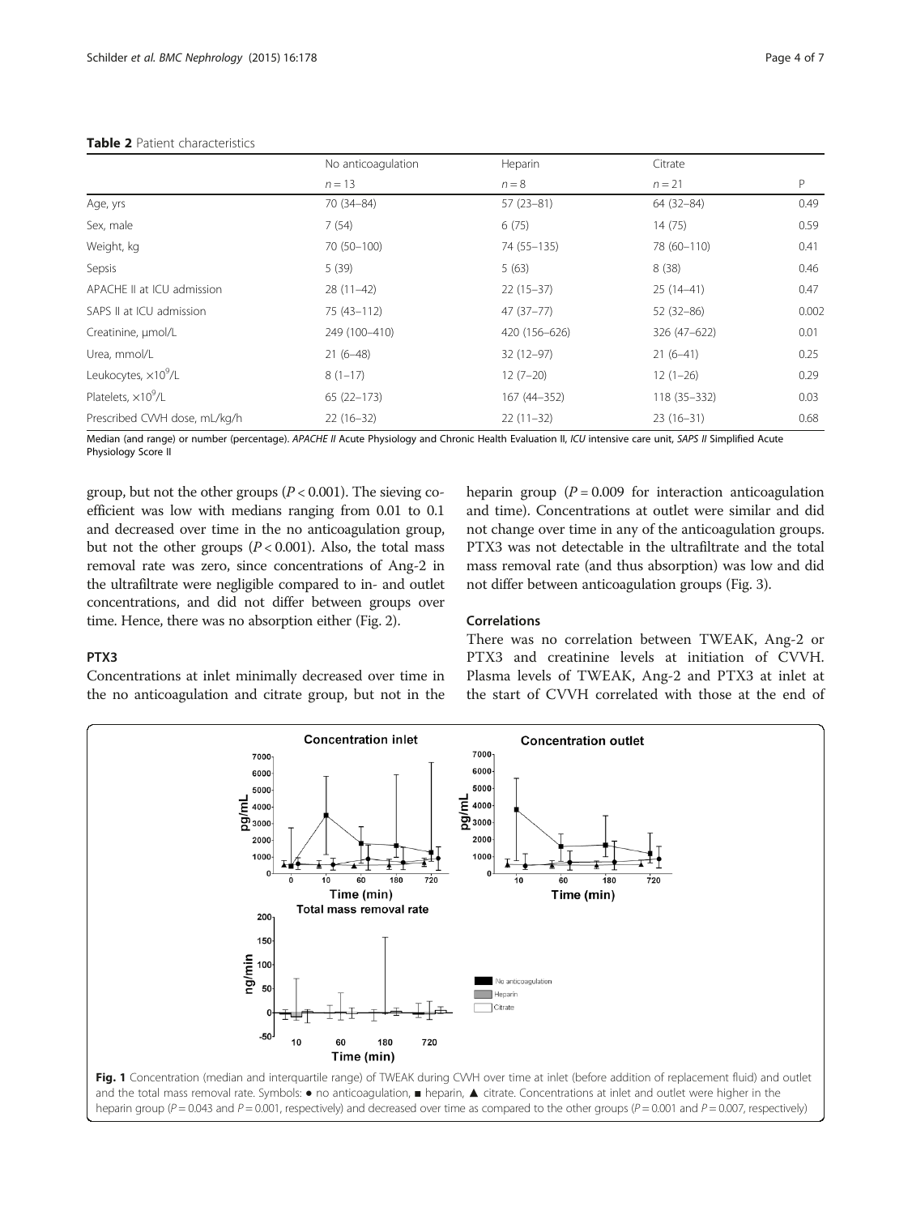**Table 2** Patient characteristics

| | No anticoagulation | Heparin | Citrate | |
|---|---|---|---|---|
| | $n = 13$ | $n = 8$ | $n = 21$ | P |
| Age, yrs | 70 (34–84) | 57 (23–81) | 64 (32–84) | 0.49 |
| Sex, male | 7 (54) | 6 (75) | 14 (75) | 0.59 |
| Weight, kg | 70 (50–100) | 74 (55–135) | 78 (60–110) | 0.41 |
| Sepsis | 5 (39) | 5 (63) | 8 (38) | 0.46 |
| APACHE II at ICU admission | 28 (11–42) | 22 (15–37) | 25 (14–41) | 0.47 |
| SAPS II at ICU admission | 75 (43–112) | 47 (37–77) | 52 (32–86) | 0.002 |
| Creatinine, μmol/L | 249 (100–410) | 420 (156–626) | 326 (47–622) | 0.01 |
| Urea, mmol/L | 21 (6–48) | 32 (12–97) | 21 (6–41) | 0.25 |
| Leukocytes, $\times 10^9$/L | 8 (1–17) | 12 (7–20) | 12 (1–26) | 0.29 |
| Platelets, $\times 10^9$/L | 65 (22–173) | 167 (44–352) | 118 (35–332) | 0.03 |
| Prescribed CVVH dose, mL/kg/h | 22 (16–32) | 22 (11–32) | 23 (16–31) | 0.68 |

Median (and range) or number (percentage). *APACHE II* Acute Physiology and Chronic Health Evaluation II, *ICU* intensive care unit, *SAPS II* Simplified Acute Physiology Score II

group, but not the other groups ($P < 0.001$). The sieving coefficient was low with medians ranging from 0.01 to 0.1 and decreased over time in the no anticoagulation group, but not the other groups ($P < 0.001$). Also, the total mass removal rate was zero, since concentrations of Ang-2 in the ultrafiltrate were negligible compared to in- and outlet concentrations, and did not differ between groups over time. Hence, there was no absorption either (Fig. 2).

### PTX3

Concentrations at inlet minimally decreased over time in the no anticoagulation and citrate group, but not in the heparin group ($P = 0.009$ for interaction anticoagulation and time). Concentrations at outlet were similar and did not change over time in any of the anticoagulation groups. PTX3 was not detectable in the ultrafiltrate and the total mass removal rate (and thus absorption) was low and did not differ between anticoagulation groups (Fig. 3).

### Correlations

There was no correlation between TWEAK, Ang-2 or PTX3 and creatinine levels at initiation of CVVH. Plasma levels of TWEAK, Ang-2 and PTX3 at inlet at the start of CVVH correlated with those at the end of

**Fig. 1** Concentration (median and interquartile range) of TWEAK during CVVH over time at inlet (before addition of replacement fluid) and outlet and the total mass removal rate. Symbols: ● no anticoagulation, ■ heparin, ▲ citrate. Concentrations at inlet and outlet were higher in the heparin group ($P = 0.043$ and $P = 0.001$, respectively) and decreased over time as compared to the other groups ($P = 0.001$ and $P = 0.007$, respectively)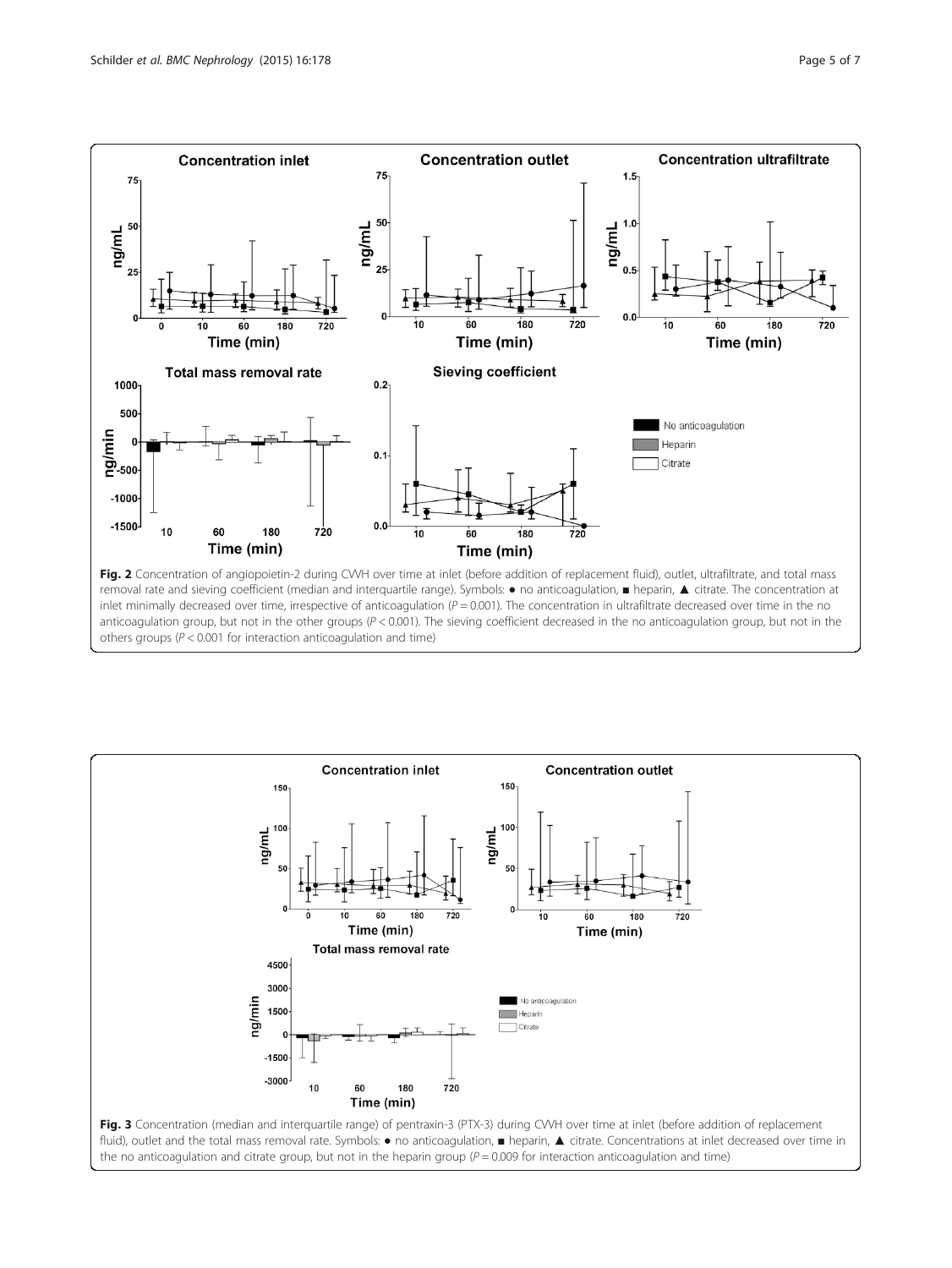**Fig. 2** Concentration of angiopoietin-2 during CVVH over time at inlet (before addition of replacement fluid), outlet, ultrafiltrate, and total mass removal rate and sieving coefficient (median and interquartile range). Symbols: ● no anticoagulation, ■ heparin, ▲ citrate. The concentration at inlet minimally decreased over time, irrespective of anticoagulation ($P = 0.001$). The concentration in ultrafiltrate decreased over time in the no anticoagulation group, but not in the other groups ($P < 0.001$). The sieving coefficient decreased in the no anticoagulation group, but not in the others groups ($P < 0.001$ for interaction anticoagulation and time)

**Fig. 3** Concentration (median and interquartile range) of pentraxin-3 (PTX-3) during CVVH over time at inlet (before addition of replacement fluid), outlet and the total mass removal rate. Symbols: ● no anticoagulation, ■ heparin, ▲ citrate. Concentrations at inlet decreased over time in the no anticoagulation and citrate group, but not in the heparin group ($P = 0.009$ for interaction anticoagulation and time)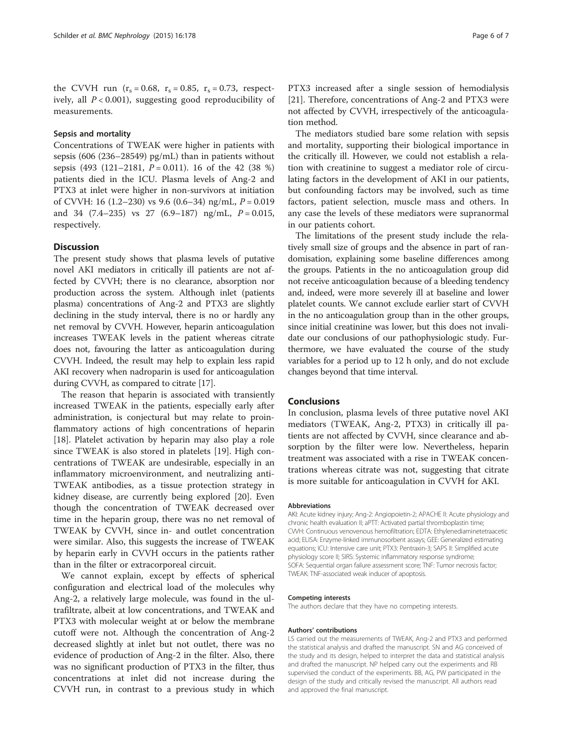the CVVH run ($r_s = 0.68$, $r_s = 0.85$, $r_s = 0.73$, respectively, all $P < 0.001$), suggesting good reproducibility of measurements.

### Sepsis and mortality

Concentrations of TWEAK were higher in patients with sepsis (606 (236–28549) pg/mL) than in patients without sepsis (493 (121–2181, $P = 0.011$). 16 of the 42 (38 %) patients died in the ICU. Plasma levels of Ang-2 and PTX3 at inlet were higher in non-survivors at initiation of CVVH: 16 (1.2–230) vs 9.6 (0.6–34) ng/mL, $P = 0.019$ and 34 (7.4–235) vs 27 (6.9–187) ng/mL, $P = 0.015$, respectively.

## Discussion

The present study shows that plasma levels of putative novel AKI mediators in critically ill patients are not affected by CVVH; there is no clearance, absorption nor production across the system. Although inlet (patients plasma) concentrations of Ang-2 and PTX3 are slightly declining in the study interval, there is no or hardly any net removal by CVVH. However, heparin anticoagulation increases TWEAK levels in the patient whereas citrate does not, favouring the latter as anticoagulation during CVVH. Indeed, the result may help to explain less rapid AKI recovery when nadroparin is used for anticoagulation during CVVH, as compared to citrate [17].

The reason that heparin is associated with transiently increased TWEAK in the patients, especially early after administration, is conjectural but may relate to proinflammatory actions of high concentrations of heparin [18]. Platelet activation by heparin may also play a role since TWEAK is also stored in platelets [19]. High concentrations of TWEAK are undesirable, especially in an inflammatory microenvironment, and neutralizing anti-TWEAK antibodies, as a tissue protection strategy in kidney disease, are currently being explored [20]. Even though the concentration of TWEAK decreased over time in the heparin group, there was no net removal of TWEAK by CVVH, since in- and outlet concentration were similar. Also, this suggests the increase of TWEAK by heparin early in CVVH occurs in the patients rather than in the filter or extracorporeal circuit.

We cannot explain, except by effects of spherical configuration and electrical load of the molecules why Ang-2, a relatively large molecule, was found in the ultrafiltrate, albeit at low concentrations, and TWEAK and PTX3 with molecular weight at or below the membrane cutoff were not. Although the concentration of Ang-2 decreased slightly at inlet but not outlet, there was no evidence of production of Ang-2 in the filter. Also, there was no significant production of PTX3 in the filter, thus concentrations at inlet did not increase during the CVVH run, in contrast to a previous study in which PTX3 increased after a single session of hemodialysis [21]. Therefore, concentrations of Ang-2 and PTX3 were not affected by CVVH, irrespectively of the anticoagulation method.

The mediators studied bare some relation with sepsis and mortality, supporting their biological importance in the critically ill. However, we could not establish a relation with creatinine to suggest a mediator role of circulating factors in the development of AKI in our patients, but confounding factors may be involved, such as time factors, patient selection, muscle mass and others. In any case the levels of these mediators were supranormal in our patients cohort.

The limitations of the present study include the relatively small size of groups and the absence in part of randomisation, explaining some baseline differences among the groups. Patients in the no anticoagulation group did not receive anticoagulation because of a bleeding tendency and, indeed, were more severely ill at baseline and lower platelet counts. We cannot exclude earlier start of CVVH in the no anticoagulation group than in the other groups, since initial creatinine was lower, but this does not invalidate our conclusions of our pathophysiologic study. Furthermore, we have evaluated the course of the study variables for a period up to 12 h only, and do not exclude changes beyond that time interval.

## Conclusions

In conclusion, plasma levels of three putative novel AKI mediators (TWEAK, Ang-2, PTX3) in critically ill patients are not affected by CVVH, since clearance and absorption by the filter were low. Nevertheless, heparin treatment was associated with a rise in TWEAK concentrations whereas citrate was not, suggesting that citrate is more suitable for anticoagulation in CVVH for AKI.

#### Abbreviations

AKI: Acute kidney injury; Ang-2: Angiopoietin-2; APACHE II: Acute physiology and chronic health evaluation II; aPTT: Activated partial thromboplastin time; CVVH: Continuous venovenous hemofiltration; EDTA: Ethylenediaminetetraacetic acid; ELISA: Enzyme-linked immunosorbent assays; GEE: Generalized estimating equations; ICU: Intensive care unit; PTX3: Pentraxin-3; SAPS II: Simplified acute physiology score II; SIRS: Systemic inflammatory response syndrome; SOFA: Sequential organ failure assessment score; TNF: Tumor necrosis factor; TWEAK: TNF-associated weak inducer of apoptosis.

#### Competing interests

The authors declare that they have no competing interests.

#### Authors' contributions

LS carried out the measurements of TWEAK, Ang-2 and PTX3 and performed the statistical analysis and drafted the manuscript. SN and AG conceived of the study and its design, helped to interpret the data and statistical analysis and drafted the manuscript. NP helped carry out the experiments and RB supervised the conduct of the experiments. BB, AG, PW participated in the design of the study and critically revised the manuscript. All authors read and approved the final manuscript.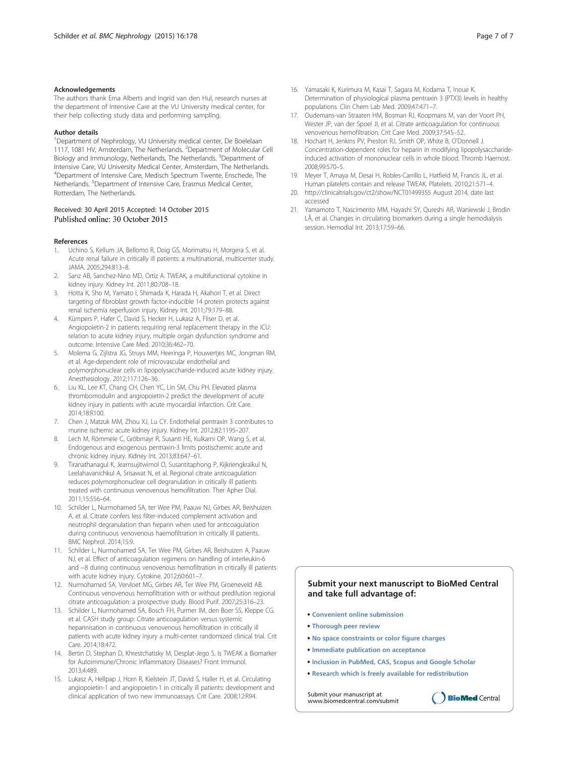## Acknowledgements

The authors thank Erna Alberts and Ingrid van den Hul, research nurses at the department of Intensive Care at the VU University medical center, for their help collecting study data and performing sampling.

## Author details

[1]Department of Nephrology, VU University medical center, De Boelelaan 1117, 1081 HV, Amsterdam, The Netherlands. [2]Department of Molecular Cell Biology and Immunology, Netherlands, The Netherlands. [3]Department of Intensive Care, VU University Medical Center, Amsterdam, The Netherlands. [4]Department of Intensive Care, Medisch Spectrum Twente, Enschede, The Netherlands. [5]Department of Intensive Care, Erasmus Medical Center, Rotterdam, The Netherlands.

Received: 30 April 2015 Accepted: 14 October 2015
Published online: 30 October 2015

## References

1. Uchino S, Kellum JA, Bellomo R, Doig GS, Morimatsu H, Morgera S, et al. Acute renal failure in critically ill patients: a multinational, multicenter study. JAMA. 2005;294:813–8.
2. Sanz AB, Sanchez-Nino MD, Ortiz A. TWEAK, a multifunctional cytokine in kidney injury. Kidney Int. 2011;80:708–18.
3. Hotta K, Sho M, Yamato I, Shimada K, Harada H, Akahori T, et al. Direct targeting of fibroblast growth factor-inducible 14 protein protects against renal ischemia reperfusion injury. Kidney Int. 2011;79:179–88.
4. Kümpers P, Hafer C, David S, Hecker H, Lukasz A, Fliser D, et al. Angiopoietin-2 in patients requiring renal replacement therapy in the ICU: relation to acute kidney injury, multiple organ dysfunction syndrome and outcome. Intensive Care Med. 2010;36:462–70.
5. Molema G, Zijlstra JG, Struys MM, Heeringa P, Houwertjes MC, Jongman RM, et al. Age-dependent role of microvascular endothelial and polymorphonuclear cells in lipopolysaccharide-induced acute kidney injury. Anesthesiology. 2012;117:126–36.
6. Liu KL, Lee KT, Chang CH, Chen YC, Lin SM, Chu PH. Elevated plasma thrombomodulin and angiopoietin-2 predict the development of acute kidney injury in patients with acute myocardial infarction. Crit Care. 2014;18:R100.
7. Chen J, Matzuk MM, Zhou XJ, Lu CY. Endothelial pentraxin 3 contributes to murine ischemic acute kidney injury. Kidney Int. 2012;82:1195–207.
8. Lech M, Römmele C, Gröbmayr R, Susanti HE, Kulkarni OP, Wang S, et al. Endogenous and exogenous pentraxin-3 limits postischemic acute and chronic kidney injury. Kidney Int. 2013;83:647–61.
9. Tiranathanagul K, Jearnsujitwimol O, Susantitaphong P, Kijkriengkraikul N, Leelahavanichkul A, Srisawat N, et al. Regional citrate anticoagulation reduces polymorphonuclear cell degranulation in critically ill patients treated with continuous venovenous hemofiltration. Ther Apher Dial. 2011;15:556–64.
10. Schilder L, Nurmohamed SA, ter Wee PM, Paauw NJ, Girbes AR, Beishuizen A, et al. Citrate confers less filter-induced complement activation and neutrophil degranulation than heparin when used for anticoagulation during continuous venovenous haemofiltration in critically ill patients. BMC Nephrol. 2014;15:9.
11. Schilder L, Nurmohamed SA, Ter Wee PM, Girbes AR, Beishuizen A, Paauw NJ, et al. Effect of anticoagulation regimens on handling of interleukin-6 and −8 during continuous venovenous hemofiltration in critically ill patients with acute kidney injury. Cytokine. 2012;60:601–7.
12. Nurmohamed SA, Vervloet MG, Girbes AR, Ter Wee PM, Groeneveld AB. Continuous venovenous hemofiltration with or without predilution regional citrate anticoagulation: a prospective study. Blood Purif. 2007;25:316–23.
13. Schilder L, Nurmohamed SA, Bosch FH, Purmer IM, den Boer SS, Kleppe CG, et al. CASH study group: Citrate anticoagulation versus systemic heparinisation in continuous venovenous hemofiltration in critically ill patients with acute kidney injury a multi-center randomized clinical trial. Crit Care. 2014;18:472.
14. Bertin D, Stephan D, Khrestchatisky M, Desplat-Jego S. Is TWEAK a Biomarker for Autoimmune/Chronic Inflammatory Diseases? Front Immunol. 2013;4:489.
15. Lukasz A, Hellpap J, Horn R, Kielstein JT, David S, Haller H, et al. Circulating angiopoietin-1 and angiopoietin-1 in critically ill patients: development and clinical application of two new immunoassays. Crit Care. 2008;12:R94.
16. Yamasaki K, Kurimura M, Kasai T, Sagara M, Kodama T, Inoue K. Determination of physiological plasma pentraxin 3 (PTX3) levels in healthy populations. Clin Chem Lab Med. 2009;47:471–7.
17. Oudemans-van Straaten HM, Bosman RJ, Koopmans M, van der Voort PH, Wester JP, van der Spoel JI, et al. Citrate anticoagulation for continuous venovenous hemofiltration. Crit Care Med. 2009;37:545–52.
18. Hochart H, Jenkins PV, Preston RJ, Smith OP, White B, O'Donnell J. Concentration-dependent roles for heparin in modifying lipopolysaccharide-induced activation of mononuclear cells in whole blood. Thromb Haemost. 2008;99:570–5.
19. Meyer T, Amaya M, Desai H, Robles-Carrillo L, Hatfield M, Francis JL, et al. Human platelets contain and release TWEAK. Platelets. 2010;21:571–4.
20. http://clinicaltrials.gov/ct2/show/NCT01499355 August 2014, date last accessed
21. Yamamoto T, Nascimento MM, Hayashi SY, Qureshi AR, Waniewski J, Brodin LÅ, et al. Changes in circulating biomarkers during a single hemodialysis session. Hemodial Int. 2013;17:59–66.

**Submit your next manuscript to BioMed Central and take full advantage of:**

- Convenient online submission
- Thorough peer review
- No space constraints or color figure charges
- Immediate publication on acceptance
- Inclusion in PubMed, CAS, Scopus and Google Scholar
- Research which is freely available for redistribution

Submit your manuscript at www.biomedcentral.com/submit

BioMed Central